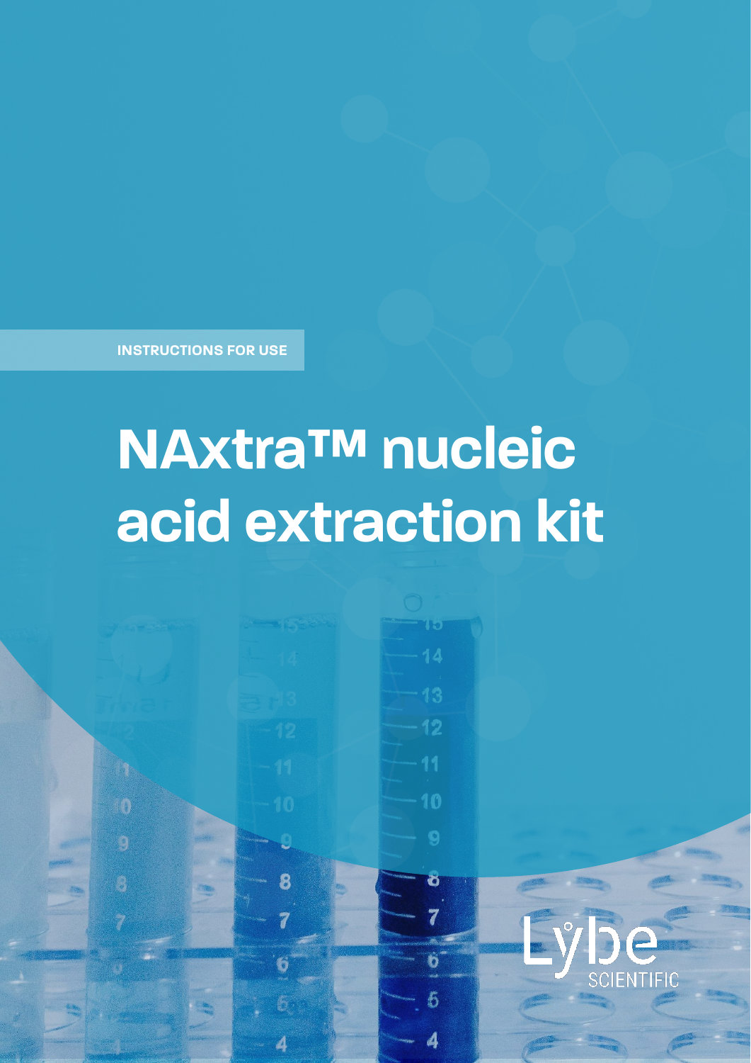INSTRUCTIONS FOR USE

# NAxtra™ nucleic acid extraction kit

Lybe SCIENTIFIC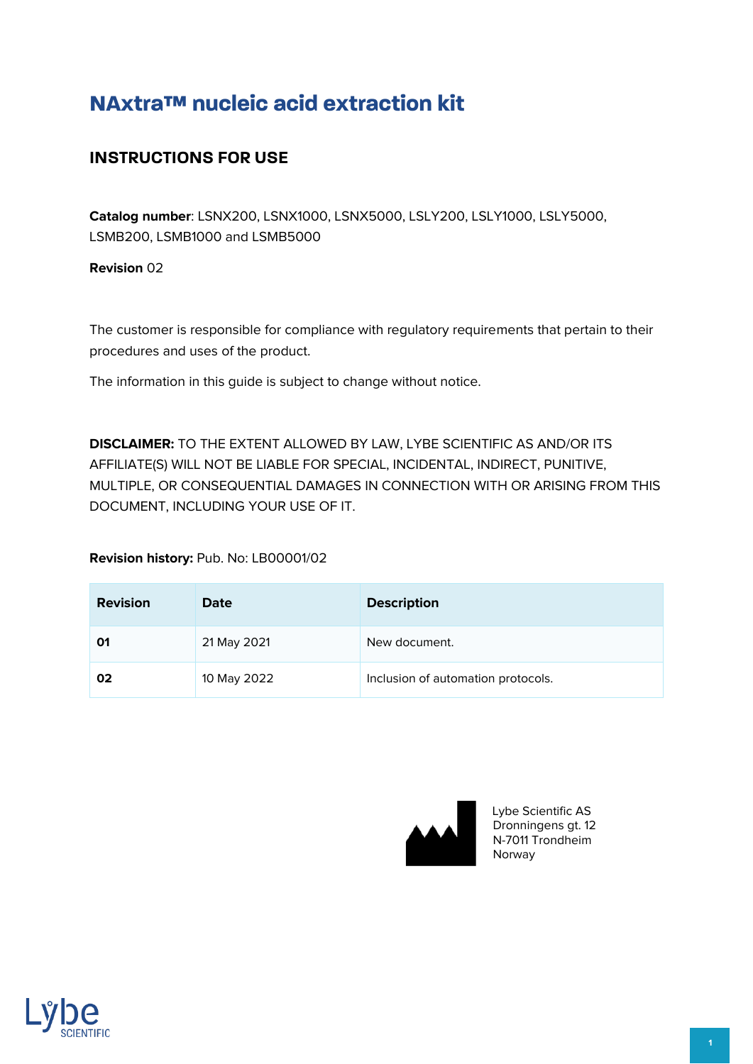# NAxtra™ nucleic acid extraction kit

## INSTRUCTIONS FOR USE

**Catalog number**: LSNX200, LSNX1000, LSNX5000, LSLY200, LSLY1000, LSLY5000, LSMB200, LSMB1000 and LSMB5000

**Revision** 02

The customer is responsible for compliance with regulatory requirements that pertain to their procedures and uses of the product.

The information in this guide is subject to change without notice.

**DISCLAIMER:** TO THE EXTENT ALLOWED BY LAW, LYBE SCIENTIFIC AS AND/OR ITS AFFILIATE(S) WILL NOT BE LIABLE FOR SPECIAL, INCIDENTAL, INDIRECT, PUNITIVE, MULTIPLE, OR CONSEQUENTIAL DAMAGES IN CONNECTION WITH OR ARISING FROM THIS DOCUMENT, INCLUDING YOUR USE OF IT.

**Revision history:** Pub. No: LB00001/02

| Revision | Date | Description |
|---|---|---|
| **01** | 21 May 2021 | New document. |
| **02** | 10 May 2022 | Inclusion of automation protocols. |

Lybe Scientific AS
Dronningens gt. 12
N-7011 Trondheim
Norway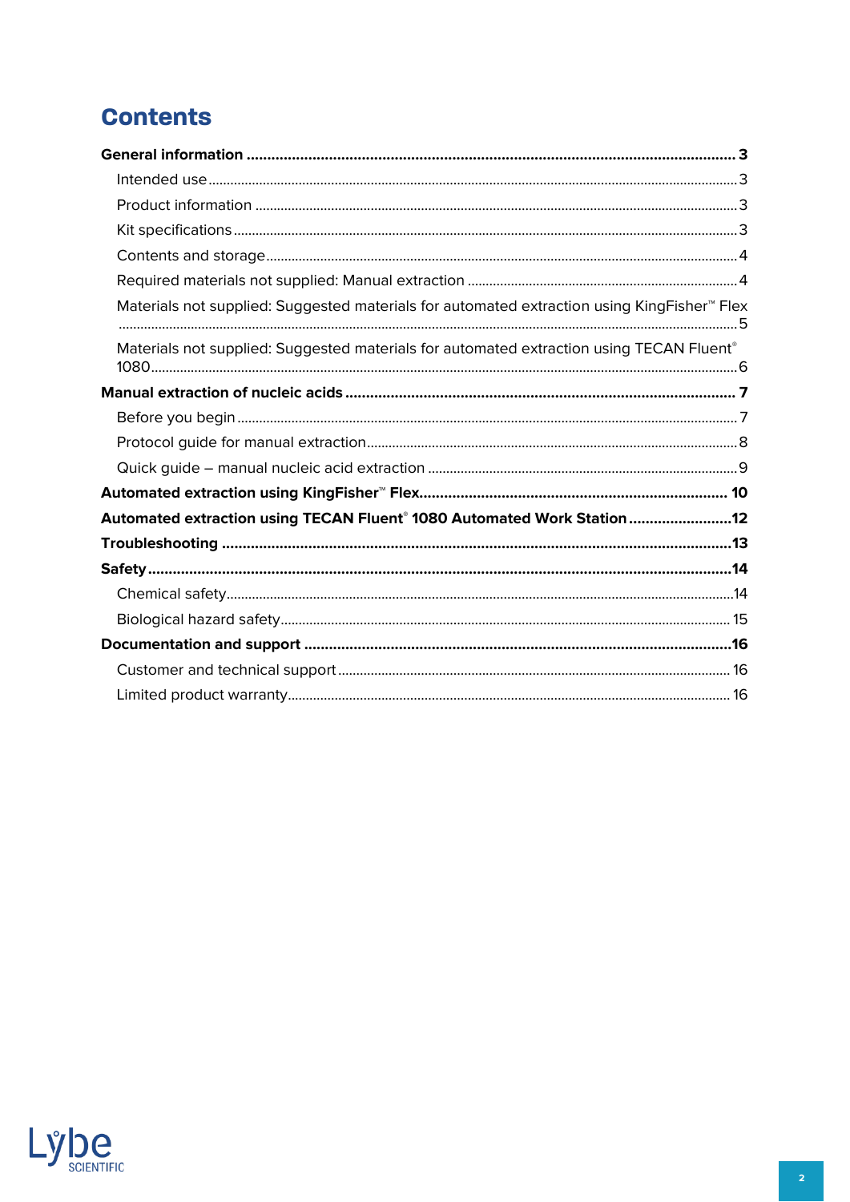# Contents

**General information** ..... **3**

- Intended use ..... 3
- Product information ..... 3
- Kit specifications ..... 3
- Contents and storage ..... 4
- Required materials not supplied: Manual extraction ..... 4
- Materials not supplied: Suggested materials for automated extraction using KingFisher™ Flex ..... 5
- Materials not supplied: Suggested materials for automated extraction using TECAN Fluent® 1080 ..... 6

**Manual extraction of nucleic acids** ..... **7**

- Before you begin ..... 7
- Protocol guide for manual extraction ..... 8
- Quick guide – manual nucleic acid extraction ..... 9

**Automated extraction using KingFisher™ Flex** ..... **10**

**Automated extraction using TECAN Fluent® 1080 Automated Work Station** ..... **12**

**Troubleshooting** ..... **13**

**Safety** ..... **14**

- Chemical safety ..... 14
- Biological hazard safety ..... 15

**Documentation and support** ..... **16**

- Customer and technical support ..... 16
- Limited product warranty ..... 16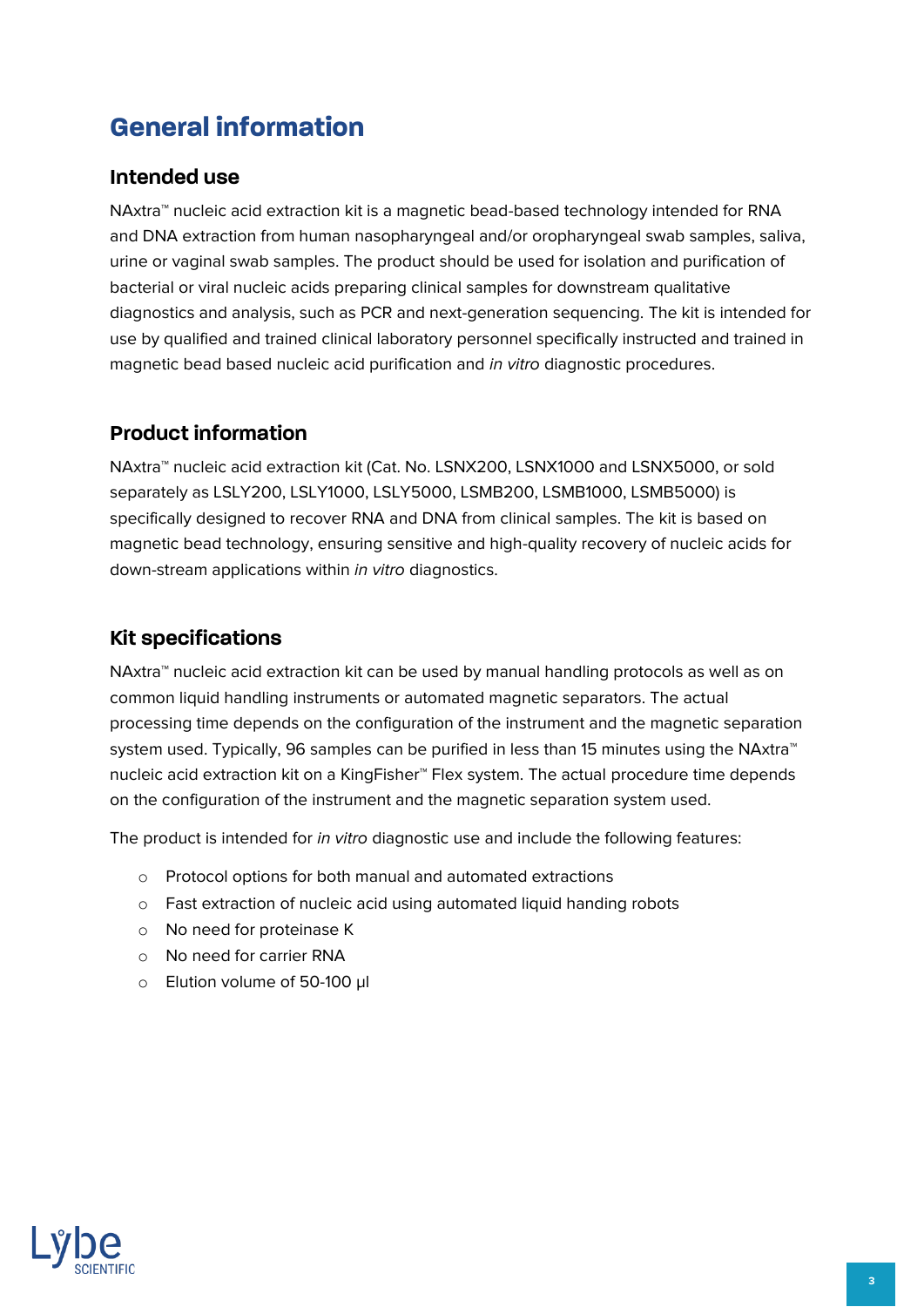# General information

## Intended use

NAxtra™ nucleic acid extraction kit is a magnetic bead-based technology intended for RNA and DNA extraction from human nasopharyngeal and/or oropharyngeal swab samples, saliva, urine or vaginal swab samples. The product should be used for isolation and purification of bacterial or viral nucleic acids preparing clinical samples for downstream qualitative diagnostics and analysis, such as PCR and next-generation sequencing. The kit is intended for use by qualified and trained clinical laboratory personnel specifically instructed and trained in magnetic bead based nucleic acid purification and *in vitro* diagnostic procedures.

## Product information

NAxtra™ nucleic acid extraction kit (Cat. No. LSNX200, LSNX1000 and LSNX5000, or sold separately as LSLY200, LSLY1000, LSLY5000, LSMB200, LSMB1000, LSMB5000) is specifically designed to recover RNA and DNA from clinical samples. The kit is based on magnetic bead technology, ensuring sensitive and high-quality recovery of nucleic acids for down-stream applications within *in vitro* diagnostics.

## Kit specifications

NAxtra™ nucleic acid extraction kit can be used by manual handling protocols as well as on common liquid handling instruments or automated magnetic separators. The actual processing time depends on the configuration of the instrument and the magnetic separation system used. Typically, 96 samples can be purified in less than 15 minutes using the NAxtra™ nucleic acid extraction kit on a KingFisher™ Flex system. The actual procedure time depends on the configuration of the instrument and the magnetic separation system used.

The product is intended for *in vitro* diagnostic use and include the following features:

- Protocol options for both manual and automated extractions
- Fast extraction of nucleic acid using automated liquid handing robots
- No need for proteinase K
- No need for carrier RNA
- Elution volume of 50-100 µl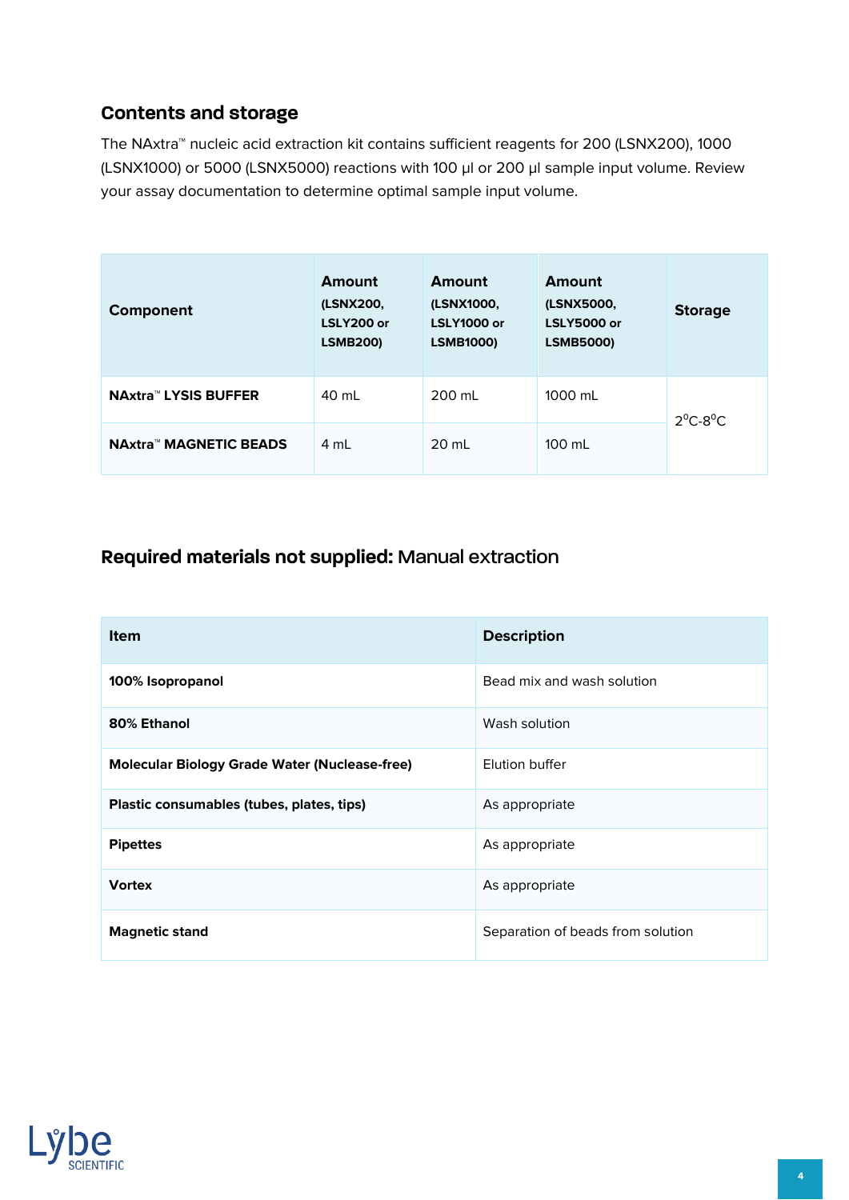## Contents and storage

The NAxtra™ nucleic acid extraction kit contains sufficient reagents for 200 (LSNX200), 1000 (LSNX1000) or 5000 (LSNX5000) reactions with 100 µl or 200 µl sample input volume. Review your assay documentation to determine optimal sample input volume.

| Component | Amount (LSNX200, LSLY200 or LSMB200) | Amount (LSNX1000, LSLY1000 or LSMB1000) | Amount (LSNX5000, LSLY5000 or LSMB5000) | Storage |
|---|---|---|---|---|
| **NAxtra™ LYSIS BUFFER** | 40 mL | 200 mL | 1000 mL | $2^0$C-$8^0$C |
| **NAxtra™ MAGNETIC BEADS** | 4 mL | 20 mL | 100 mL | |

## Required materials not supplied: Manual extraction

| Item | Description |
|---|---|
| **100% Isopropanol** | Bead mix and wash solution |
| **80% Ethanol** | Wash solution |
| **Molecular Biology Grade Water (Nuclease-free)** | Elution buffer |
| **Plastic consumables (tubes, plates, tips)** | As appropriate |
| **Pipettes** | As appropriate |
| **Vortex** | As appropriate |
| **Magnetic stand** | Separation of beads from solution |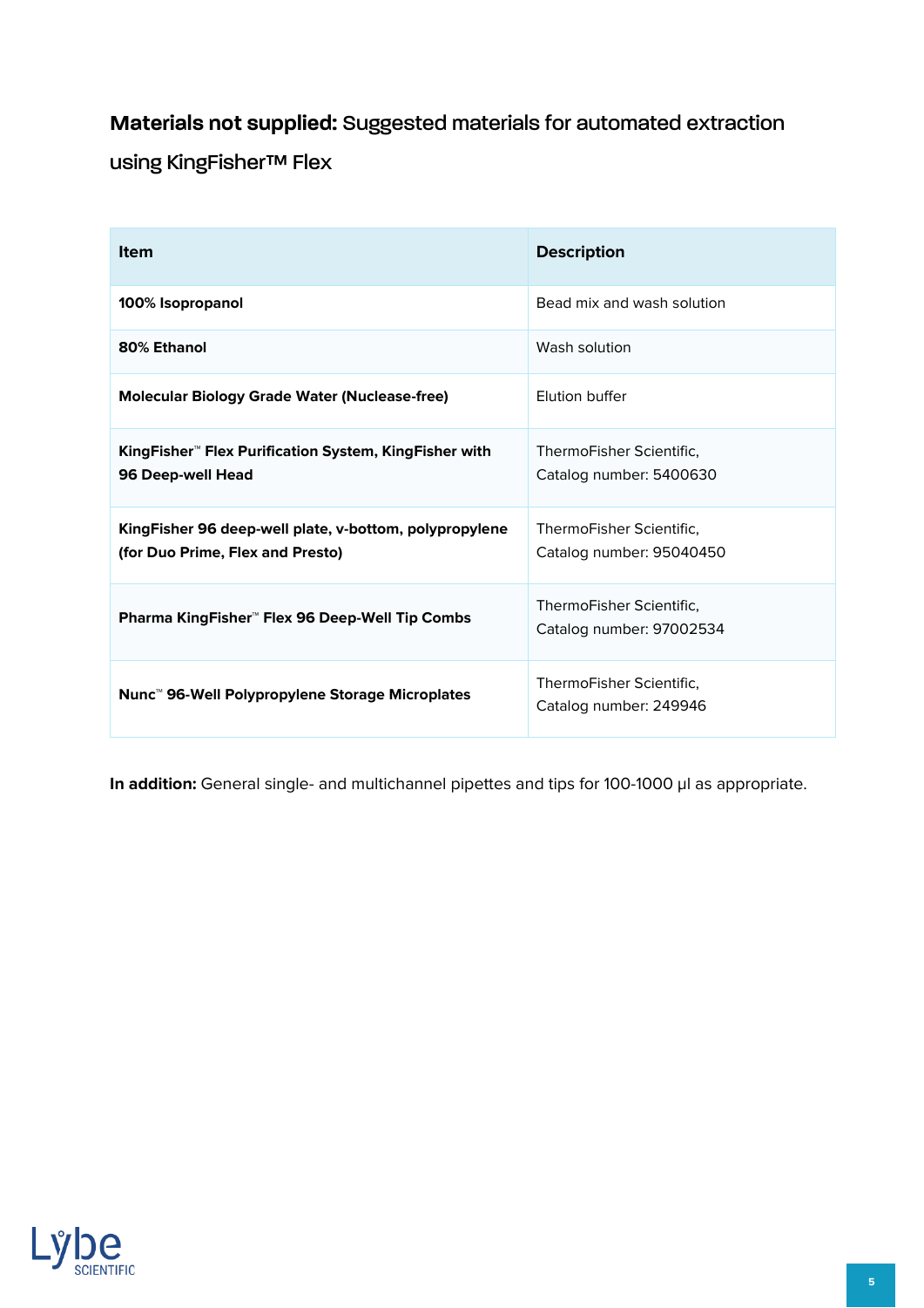## **Materials not supplied:** Suggested materials for automated extraction using KingFisher™ Flex

| Item | Description |
|---|---|
| **100% Isopropanol** | Bead mix and wash solution |
| **80% Ethanol** | Wash solution |
| **Molecular Biology Grade Water (Nuclease-free)** | Elution buffer |
| **KingFisher™ Flex Purification System, KingFisher with 96 Deep-well Head** | ThermoFisher Scientific, Catalog number: 5400630 |
| **KingFisher 96 deep-well plate, v-bottom, polypropylene (for Duo Prime, Flex and Presto)** | ThermoFisher Scientific, Catalog number: 95040450 |
| **Pharma KingFisher™ Flex 96 Deep-Well Tip Combs** | ThermoFisher Scientific, Catalog number: 97002534 |
| **Nunc™ 96-Well Polypropylene Storage Microplates** | ThermoFisher Scientific, Catalog number: 249946 |

**In addition:** General single- and multichannel pipettes and tips for 100-1000 µl as appropriate.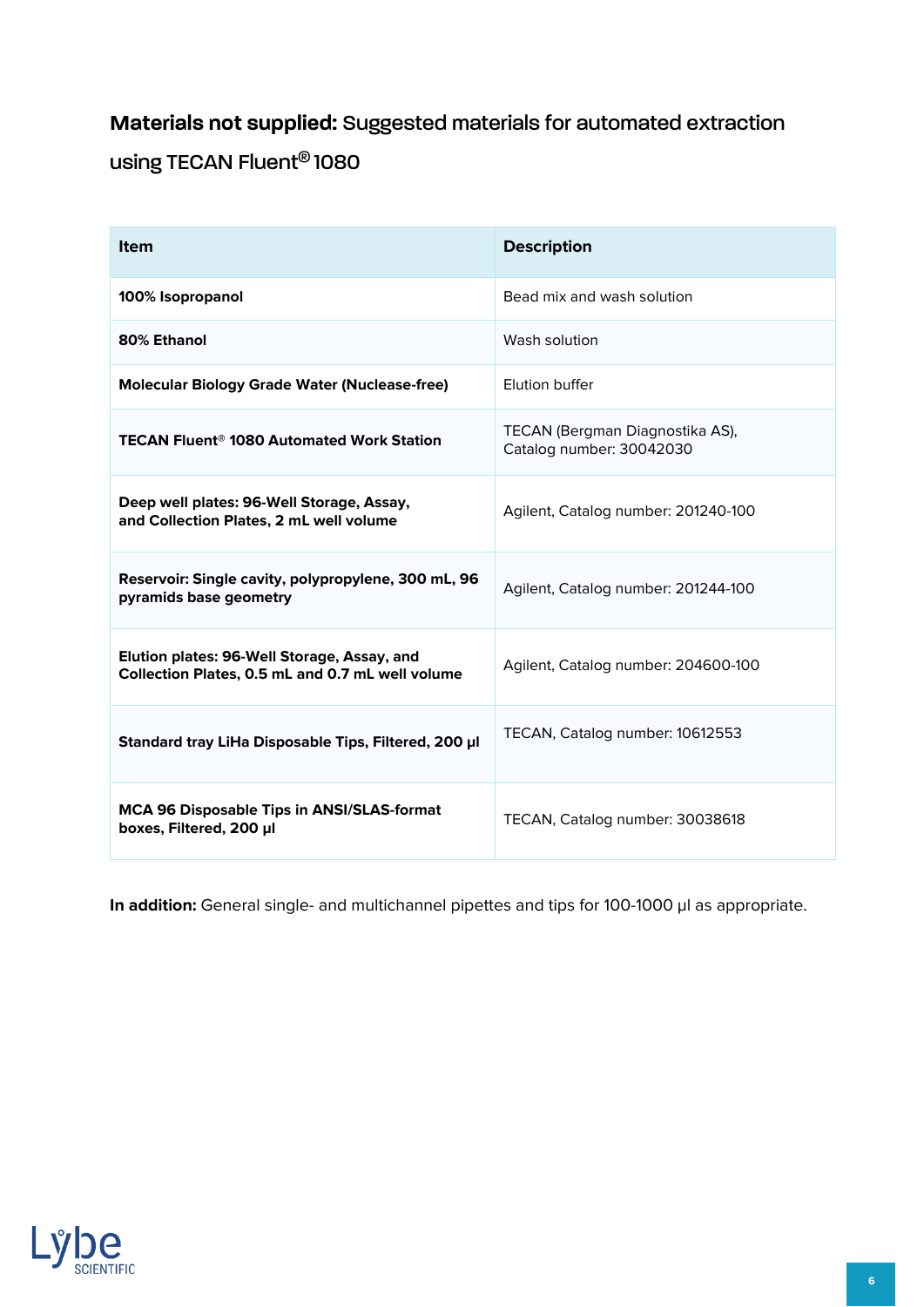## **Materials not supplied:** Suggested materials for automated extraction using TECAN Fluent® 1080

| Item | Description |
|---|---|
| **100% Isopropanol** | Bead mix and wash solution |
| **80% Ethanol** | Wash solution |
| **Molecular Biology Grade Water (Nuclease-free)** | Elution buffer |
| **TECAN Fluent® 1080 Automated Work Station** | TECAN (Bergman Diagnostika AS), Catalog number: 30042030 |
| **Deep well plates: 96-Well Storage, Assay, and Collection Plates, 2 mL well volume** | Agilent, Catalog number: 201240-100 |
| **Reservoir: Single cavity, polypropylene, 300 mL, 96 pyramids base geometry** | Agilent, Catalog number: 201244-100 |
| **Elution plates: 96-Well Storage, Assay, and Collection Plates, 0.5 mL and 0.7 mL well volume** | Agilent, Catalog number: 204600-100 |
| **Standard tray LiHa Disposable Tips, Filtered, 200 µl** | TECAN, Catalog number: 10612553 |
| **MCA 96 Disposable Tips in ANSI/SLAS-format boxes, Filtered, 200 µl** | TECAN, Catalog number: 30038618 |

**In addition:** General single- and multichannel pipettes and tips for 100-1000 µl as appropriate.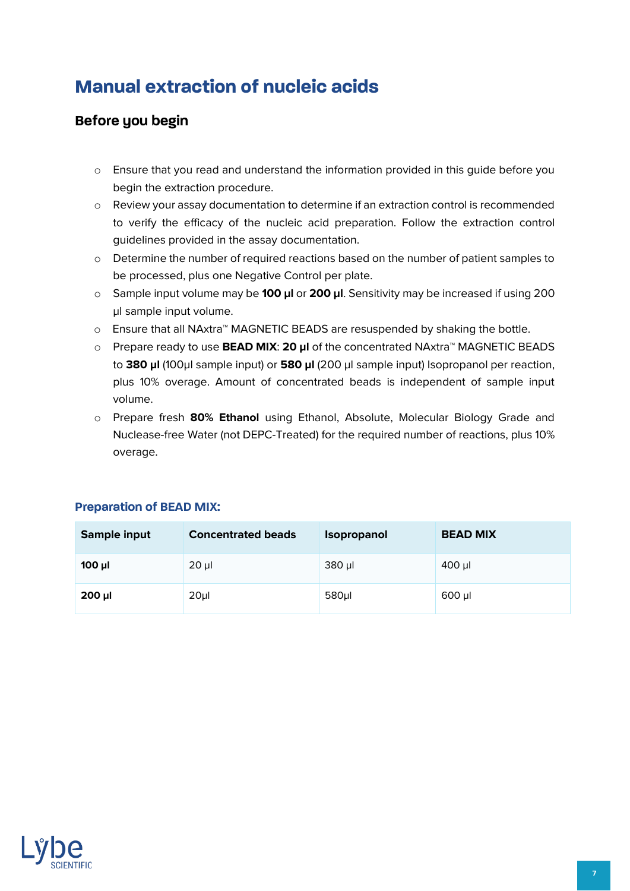# Manual extraction of nucleic acids

## Before you begin

- Ensure that you read and understand the information provided in this guide before you begin the extraction procedure.
- Review your assay documentation to determine if an extraction control is recommended to verify the efficacy of the nucleic acid preparation. Follow the extraction control guidelines provided in the assay documentation.
- Determine the number of required reactions based on the number of patient samples to be processed, plus one Negative Control per plate.
- Sample input volume may be **100 µl** or **200 µl**. Sensitivity may be increased if using 200 µl sample input volume.
- Ensure that all NAxtra™ MAGNETIC BEADS are resuspended by shaking the bottle.
- Prepare ready to use **BEAD MIX**: **20 µl** of the concentrated NAxtra™ MAGNETIC BEADS to **380 µl** (100µl sample input) or **580 µl** (200 µl sample input) Isopropanol per reaction, plus 10% overage. Amount of concentrated beads is independent of sample input volume.
- Prepare fresh **80% Ethanol** using Ethanol, Absolute, Molecular Biology Grade and Nuclease-free Water (not DEPC-Treated) for the required number of reactions, plus 10% overage.

### Preparation of BEAD MIX:

| Sample input | Concentrated beads | Isopropanol | BEAD MIX |
|---|---|---|---|
| **100 µl** | 20 µl | 380 µl | 400 µl |
| **200 µl** | 20µl | 580µl | 600 µl |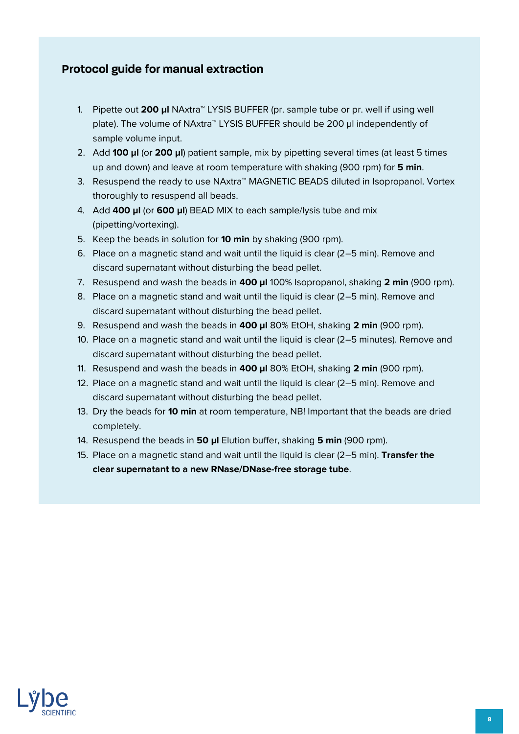## Protocol guide for manual extraction

1. Pipette out **200 µl** NAxtra™ LYSIS BUFFER (pr. sample tube or pr. well if using well plate). The volume of NAxtra™ LYSIS BUFFER should be 200 µl independently of sample volume input.
2. Add **100 µl** (or **200 µl**) patient sample, mix by pipetting several times (at least 5 times up and down) and leave at room temperature with shaking (900 rpm) for **5 min**.
3. Resuspend the ready to use NAxtra™ MAGNETIC BEADS diluted in Isopropanol. Vortex thoroughly to resuspend all beads.
4. Add **400 µl** (or **600 µl**) BEAD MIX to each sample/lysis tube and mix (pipetting/vortexing).
5. Keep the beads in solution for **10 min** by shaking (900 rpm).
6. Place on a magnetic stand and wait until the liquid is clear (2–5 min). Remove and discard supernatant without disturbing the bead pellet.
7. Resuspend and wash the beads in **400 µl** 100% Isopropanol, shaking **2 min** (900 rpm).
8. Place on a magnetic stand and wait until the liquid is clear (2–5 min). Remove and discard supernatant without disturbing the bead pellet.
9. Resuspend and wash the beads in **400 µl** 80% EtOH, shaking **2 min** (900 rpm).
10. Place on a magnetic stand and wait until the liquid is clear (2–5 minutes). Remove and discard supernatant without disturbing the bead pellet.
11. Resuspend and wash the beads in **400 µl** 80% EtOH, shaking **2 min** (900 rpm).
12. Place on a magnetic stand and wait until the liquid is clear (2–5 min). Remove and discard supernatant without disturbing the bead pellet.
13. Dry the beads for **10 min** at room temperature, NB! Important that the beads are dried completely.
14. Resuspend the beads in **50 µl** Elution buffer, shaking **5 min** (900 rpm).
15. Place on a magnetic stand and wait until the liquid is clear (2–5 min). **Transfer the clear supernatant to a new RNase/DNase-free storage tube**.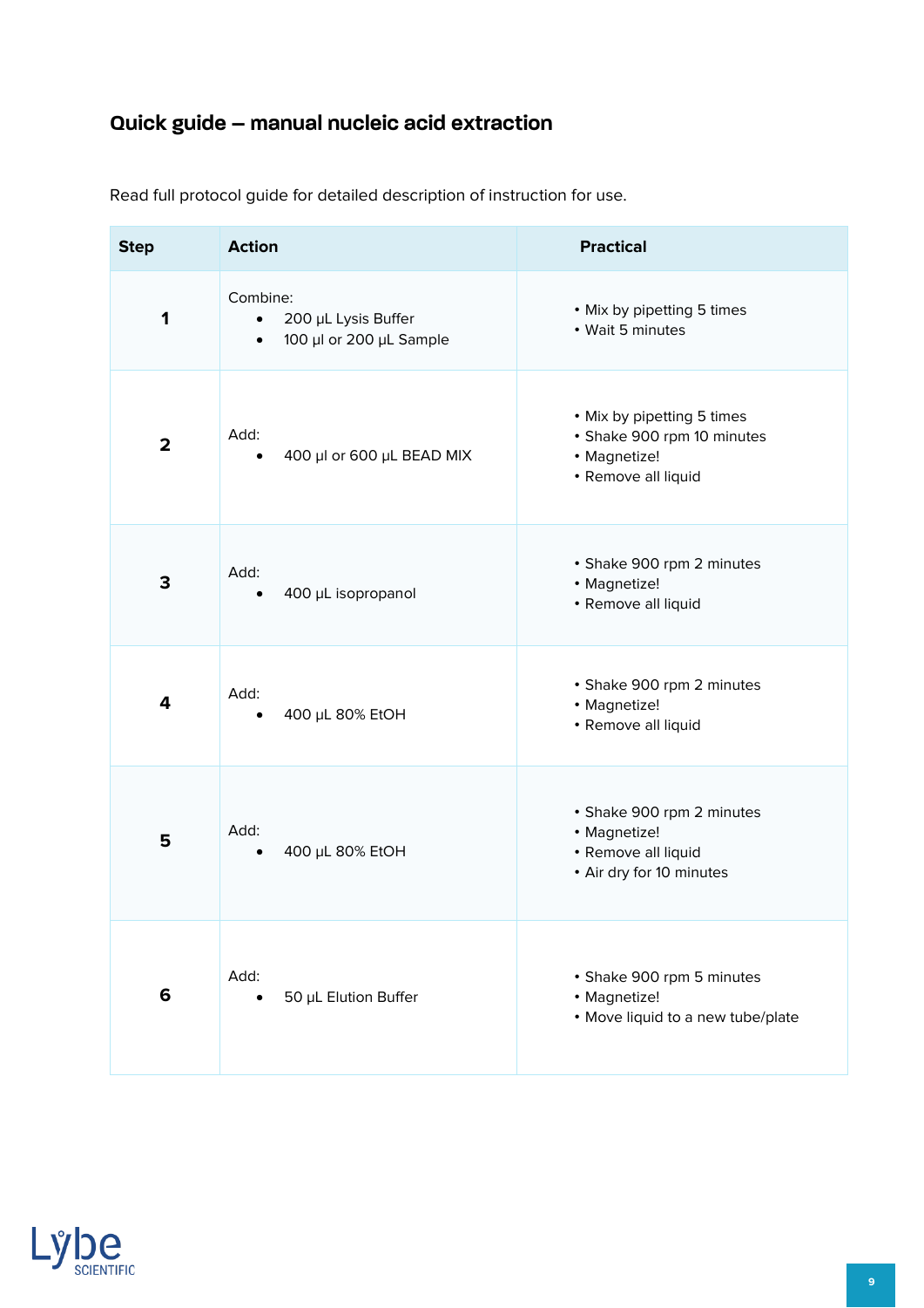## Quick guide – manual nucleic acid extraction

Read full protocol guide for detailed description of instruction for use.

| Step | Action | Practical |
|---|---|---|
| 1 | Combine:<br>• 200 µL Lysis Buffer<br>• 100 µl or 200 µL Sample | • Mix by pipetting 5 times<br>• Wait 5 minutes |
| 2 | Add:<br>• 400 µl or 600 µL BEAD MIX | • Mix by pipetting 5 times<br>• Shake 900 rpm 10 minutes<br>• Magnetize!<br>• Remove all liquid |
| 3 | Add:<br>• 400 µL isopropanol | • Shake 900 rpm 2 minutes<br>• Magnetize!<br>• Remove all liquid |
| 4 | Add:<br>• 400 µL 80% EtOH | • Shake 900 rpm 2 minutes<br>• Magnetize!<br>• Remove all liquid |
| 5 | Add:<br>• 400 µL 80% EtOH | • Shake 900 rpm 2 minutes<br>• Magnetize!<br>• Remove all liquid<br>• Air dry for 10 minutes |
| 6 | Add:<br>• 50 µL Elution Buffer | • Shake 900 rpm 5 minutes<br>• Magnetize!<br>• Move liquid to a new tube/plate |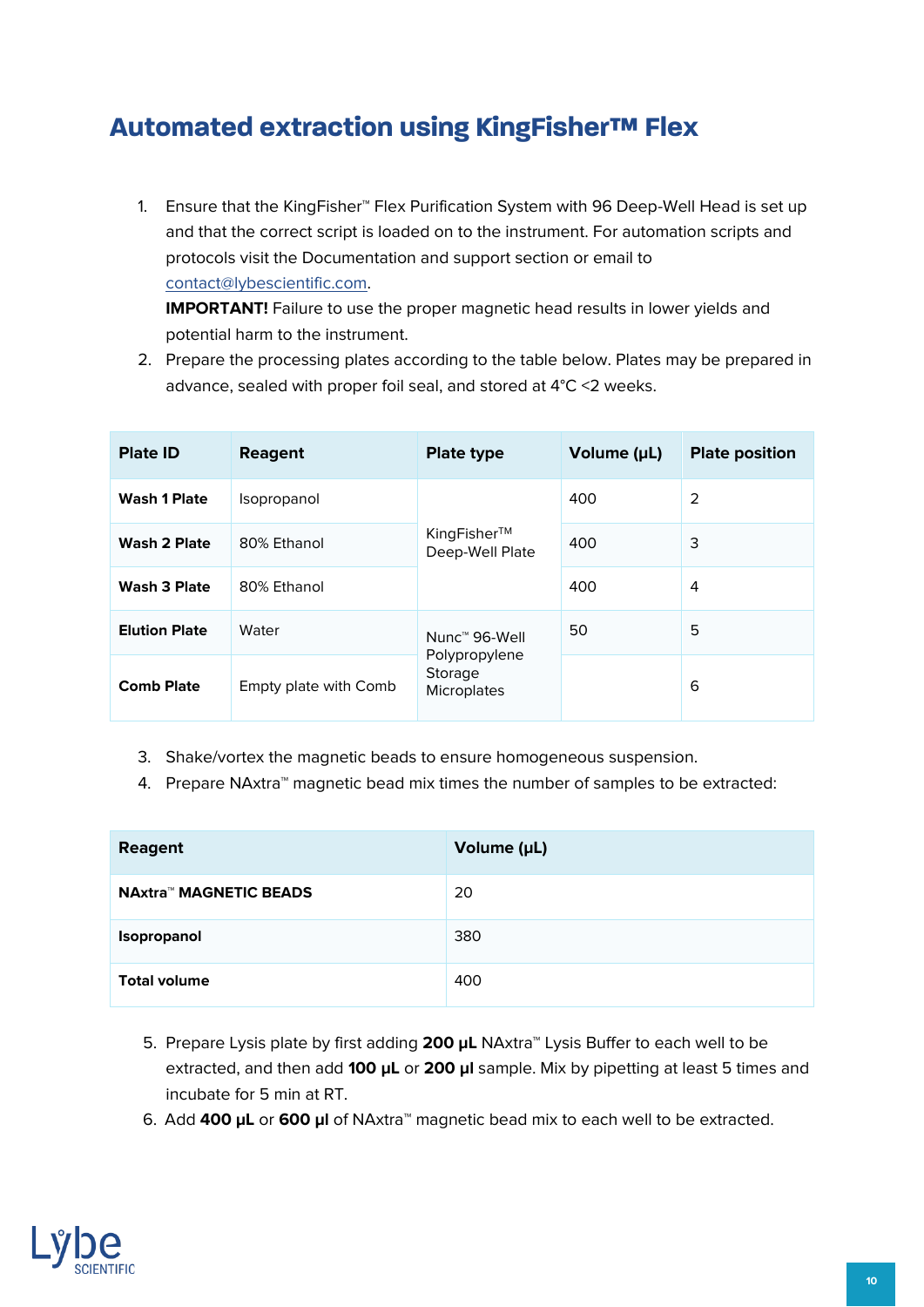# Automated extraction using KingFisher™ Flex

1. Ensure that the KingFisher™ Flex Purification System with 96 Deep-Well Head is set up and that the correct script is loaded on to the instrument. For automation scripts and protocols visit the Documentation and support section or email to contact@lybescientific.com.
   **IMPORTANT!** Failure to use the proper magnetic head results in lower yields and potential harm to the instrument.
2. Prepare the processing plates according to the table below. Plates may be prepared in advance, sealed with proper foil seal, and stored at 4°C <2 weeks.

| Plate ID | Reagent | Plate type | Volume (µL) | Plate position |
|---|---|---|---|---|
| **Wash 1 Plate** | Isopropanol | KingFisher™ Deep-Well Plate | 400 | 2 |
| **Wash 2 Plate** | 80% Ethanol | | 400 | 3 |
| **Wash 3 Plate** | 80% Ethanol | | 400 | 4 |
| **Elution Plate** | Water | Nunc™ 96-Well Polypropylene Storage Microplates | 50 | 5 |
| **Comb Plate** | Empty plate with Comb | | | 6 |

3. Shake/vortex the magnetic beads to ensure homogeneous suspension.
4. Prepare NAxtra™ magnetic bead mix times the number of samples to be extracted:

| Reagent | Volume (µL) |
|---|---|
| **NAxtra™ MAGNETIC BEADS** | 20 |
| **Isopropanol** | 380 |
| **Total volume** | 400 |

5. Prepare Lysis plate by first adding **200 µL** NAxtra™ Lysis Buffer to each well to be extracted, and then add **100 µL** or **200 µl** sample. Mix by pipetting at least 5 times and incubate for 5 min at RT.
6. Add **400 µL** or **600 µl** of NAxtra™ magnetic bead mix to each well to be extracted.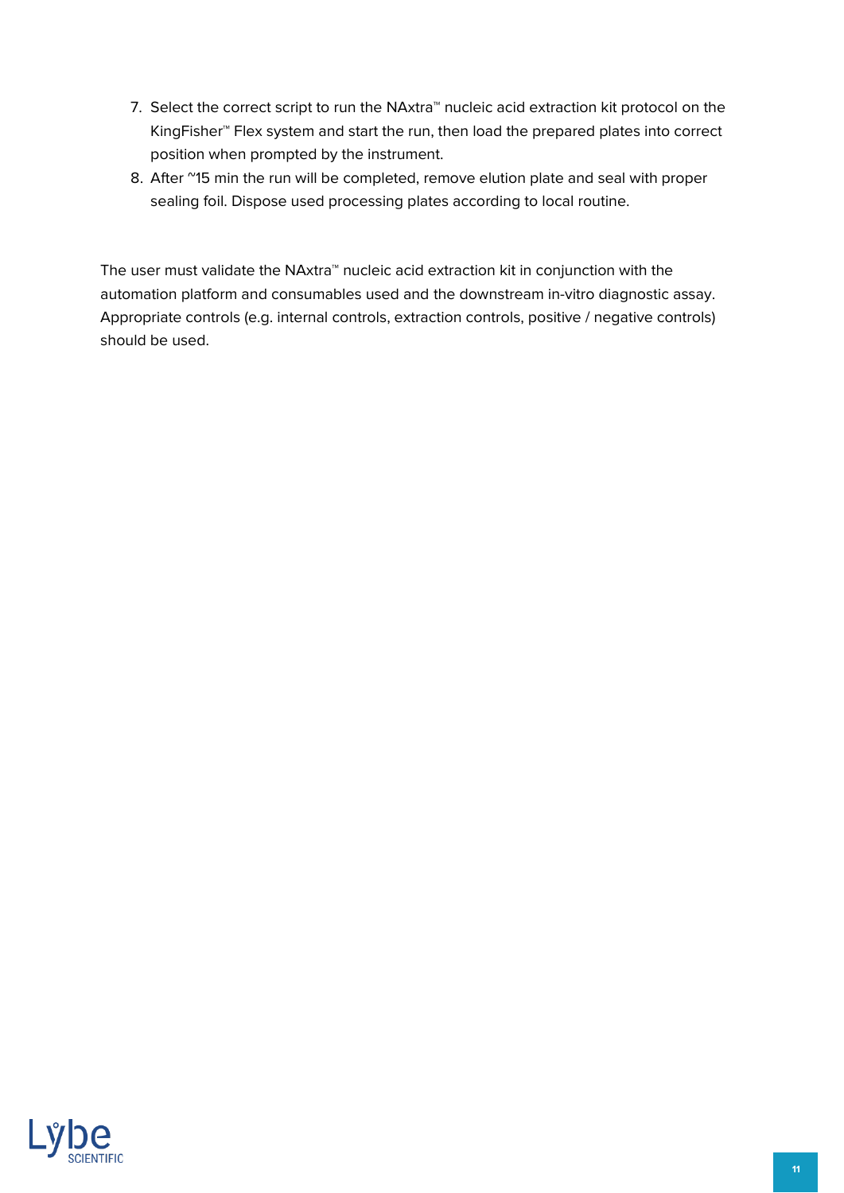7. Select the correct script to run the NAxtra™ nucleic acid extraction kit protocol on the KingFisher™ Flex system and start the run, then load the prepared plates into correct position when prompted by the instrument.
8. After ~15 min the run will be completed, remove elution plate and seal with proper sealing foil. Dispose used processing plates according to local routine.

The user must validate the NAxtra™ nucleic acid extraction kit in conjunction with the automation platform and consumables used and the downstream in-vitro diagnostic assay. Appropriate controls (e.g. internal controls, extraction controls, positive / negative controls) should be used.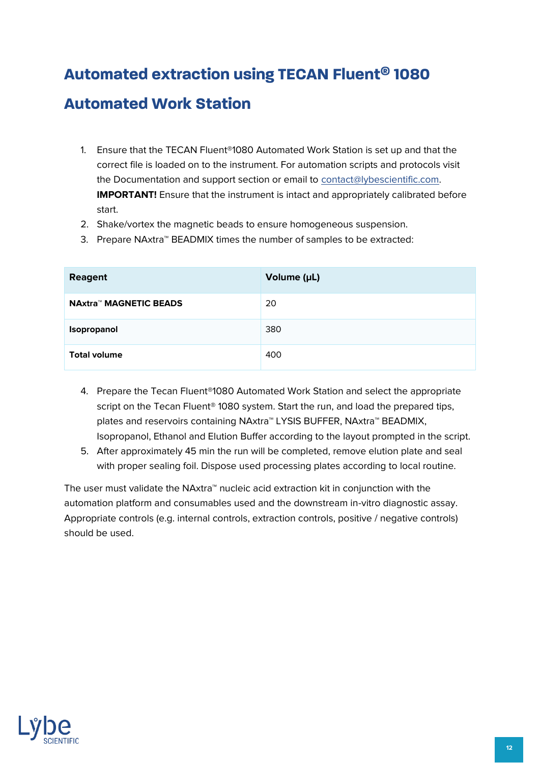## Automated extraction using TECAN Fluent® 1080 Automated Work Station

1. Ensure that the TECAN Fluent®1080 Automated Work Station is set up and that the correct file is loaded on to the instrument. For automation scripts and protocols visit the Documentation and support section or email to contact@lybescientific.com. **IMPORTANT!** Ensure that the instrument is intact and appropriately calibrated before start.
2. Shake/vortex the magnetic beads to ensure homogeneous suspension.
3. Prepare NAxtra™ BEADMIX times the number of samples to be extracted:

| Reagent | Volume (µL) |
| --- | --- |
| **NAxtra™ MAGNETIC BEADS** | 20 |
| **Isopropanol** | 380 |
| **Total volume** | 400 |

4. Prepare the Tecan Fluent®1080 Automated Work Station and select the appropriate script on the Tecan Fluent® 1080 system. Start the run, and load the prepared tips, plates and reservoirs containing NAxtra™ LYSIS BUFFER, NAxtra™ BEADMIX, Isopropanol, Ethanol and Elution Buffer according to the layout prompted in the script.
5. After approximately 45 min the run will be completed, remove elution plate and seal with proper sealing foil. Dispose used processing plates according to local routine.

The user must validate the NAxtra™ nucleic acid extraction kit in conjunction with the automation platform and consumables used and the downstream in-vitro diagnostic assay. Appropriate controls (e.g. internal controls, extraction controls, positive / negative controls) should be used.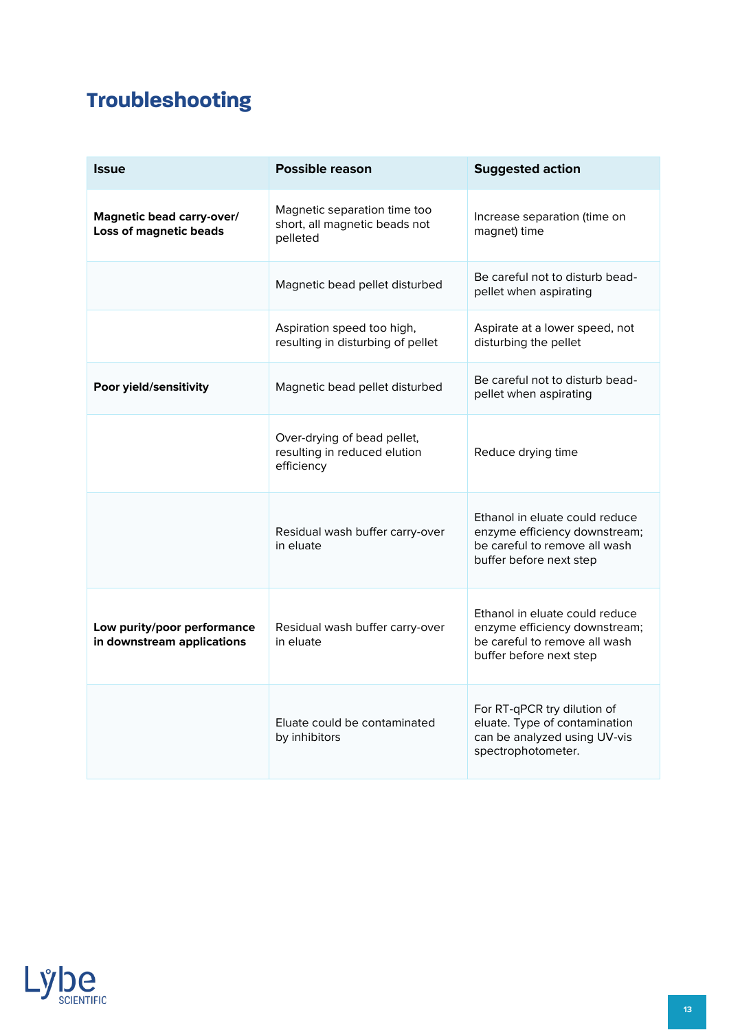# Troubleshooting

| Issue | Possible reason | Suggested action |
|---|---|---|
| **Magnetic bead carry-over/ Loss of magnetic beads** | Magnetic separation time too short, all magnetic beads not pelleted | Increase separation (time on magnet) time |
| | Magnetic bead pellet disturbed | Be careful not to disturb bead-pellet when aspirating |
| | Aspiration speed too high, resulting in disturbing of pellet | Aspirate at a lower speed, not disturbing the pellet |
| **Poor yield/sensitivity** | Magnetic bead pellet disturbed | Be careful not to disturb bead-pellet when aspirating |
| | Over-drying of bead pellet, resulting in reduced elution efficiency | Reduce drying time |
| | Residual wash buffer carry-over in eluate | Ethanol in eluate could reduce enzyme efficiency downstream; be careful to remove all wash buffer before next step |
| **Low purity/poor performance in downstream applications** | Residual wash buffer carry-over in eluate | Ethanol in eluate could reduce enzyme efficiency downstream; be careful to remove all wash buffer before next step |
| | Eluate could be contaminated by inhibitors | For RT-qPCR try dilution of eluate. Type of contamination can be analyzed using UV-vis spectrophotometer. |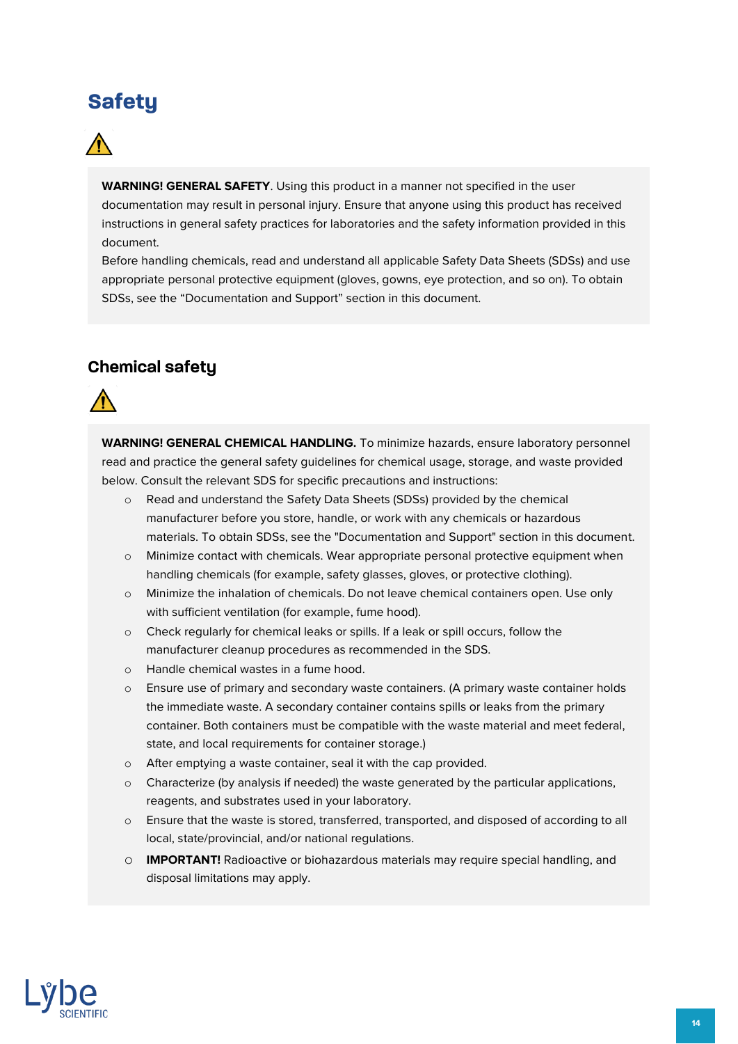# Safety

**WARNING! GENERAL SAFETY**. Using this product in a manner not specified in the user documentation may result in personal injury. Ensure that anyone using this product has received instructions in general safety practices for laboratories and the safety information provided in this document.

Before handling chemicals, read and understand all applicable Safety Data Sheets (SDSs) and use appropriate personal protective equipment (gloves, gowns, eye protection, and so on). To obtain SDSs, see the "Documentation and Support" section in this document.

## Chemical safety

**WARNING! GENERAL CHEMICAL HANDLING.** To minimize hazards, ensure laboratory personnel read and practice the general safety guidelines for chemical usage, storage, and waste provided below. Consult the relevant SDS for specific precautions and instructions:

- Read and understand the Safety Data Sheets (SDSs) provided by the chemical manufacturer before you store, handle, or work with any chemicals or hazardous materials. To obtain SDSs, see the "Documentation and Support" section in this document.
- Minimize contact with chemicals. Wear appropriate personal protective equipment when handling chemicals (for example, safety glasses, gloves, or protective clothing).
- Minimize the inhalation of chemicals. Do not leave chemical containers open. Use only with sufficient ventilation (for example, fume hood).
- Check regularly for chemical leaks or spills. If a leak or spill occurs, follow the manufacturer cleanup procedures as recommended in the SDS.
- Handle chemical wastes in a fume hood.
- Ensure use of primary and secondary waste containers. (A primary waste container holds the immediate waste. A secondary container contains spills or leaks from the primary container. Both containers must be compatible with the waste material and meet federal, state, and local requirements for container storage.)
- After emptying a waste container, seal it with the cap provided.
- Characterize (by analysis if needed) the waste generated by the particular applications, reagents, and substrates used in your laboratory.
- Ensure that the waste is stored, transferred, transported, and disposed of according to all local, state/provincial, and/or national regulations.
- **IMPORTANT!** Radioactive or biohazardous materials may require special handling, and disposal limitations may apply.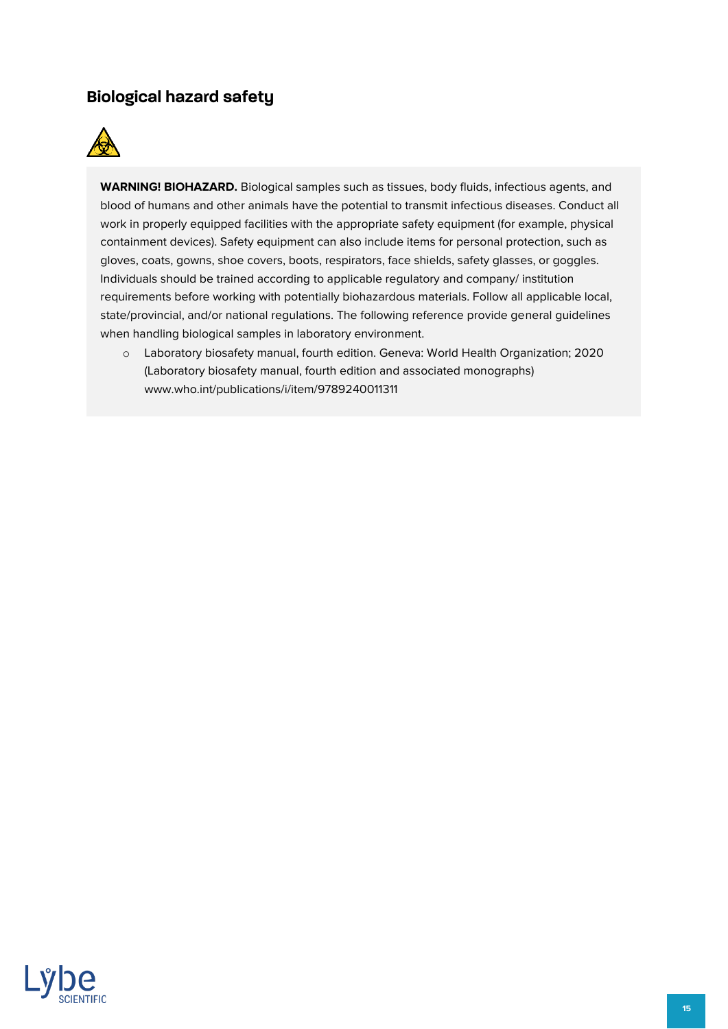## Biological hazard safety

**WARNING! BIOHAZARD.** Biological samples such as tissues, body fluids, infectious agents, and blood of humans and other animals have the potential to transmit infectious diseases. Conduct all work in properly equipped facilities with the appropriate safety equipment (for example, physical containment devices). Safety equipment can also include items for personal protection, such as gloves, coats, gowns, shoe covers, boots, respirators, face shields, safety glasses, or goggles. Individuals should be trained according to applicable regulatory and company/ institution requirements before working with potentially biohazardous materials. Follow all applicable local, state/provincial, and/or national regulations. The following reference provide general guidelines when handling biological samples in laboratory environment.

- Laboratory biosafety manual, fourth edition. Geneva: World Health Organization; 2020 (Laboratory biosafety manual, fourth edition and associated monographs) www.who.int/publications/i/item/9789240011311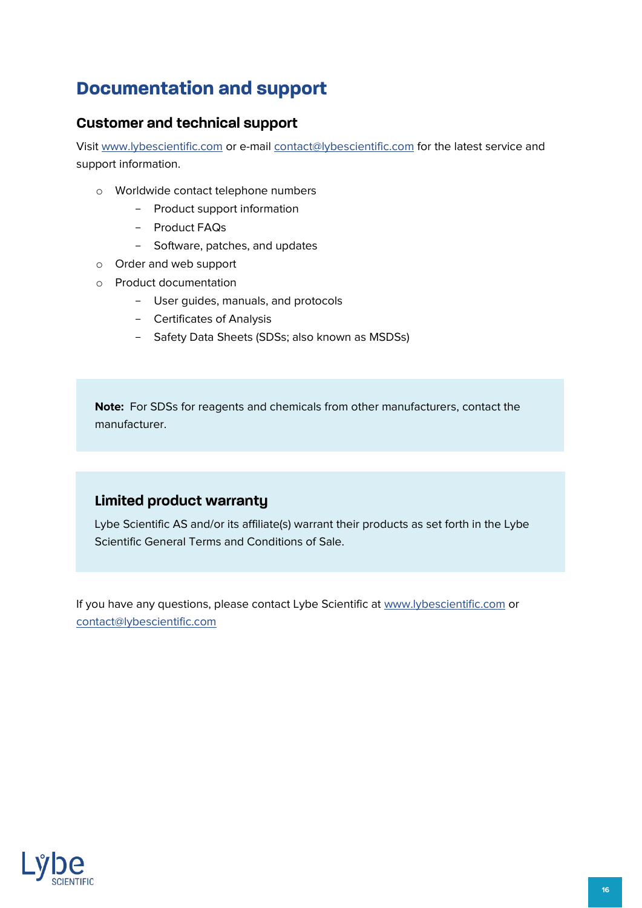# Documentation and support

## Customer and technical support

Visit www.lybescientific.com or e-mail contact@lybescientific.com for the latest service and support information.

- Worldwide contact telephone numbers
  - Product support information
  - Product FAQs
  - Software, patches, and updates
- Order and web support
- Product documentation
  - User guides, manuals, and protocols
  - Certificates of Analysis
  - Safety Data Sheets (SDSs; also known as MSDSs)

**Note:** For SDSs for reagents and chemicals from other manufacturers, contact the manufacturer.

### Limited product warranty

Lybe Scientific AS and/or its affiliate(s) warrant their products as set forth in the Lybe Scientific General Terms and Conditions of Sale.

If you have any questions, please contact Lybe Scientific at www.lybescientific.com or contact@lybescientific.com